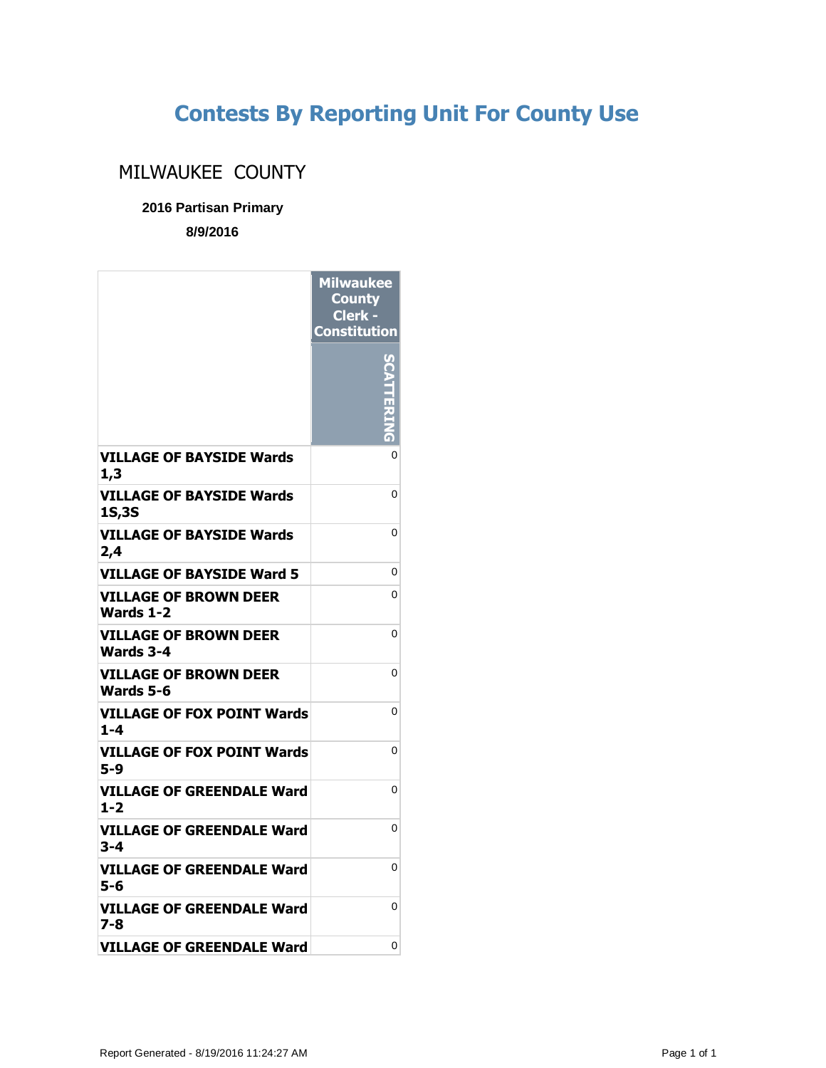# Contests By Reporting Unit For County Use

MILWAUKEE COUNTY

**2016 Partisan Primary**

**8/9/2016**

| | Milwaukee County Clerk - Constitution |
|---|---|
| | SCATTERING |
| **VILLAGE OF BAYSIDE Wards 1,3** | 0 |
| **VILLAGE OF BAYSIDE Wards 1S,3S** | 0 |
| **VILLAGE OF BAYSIDE Wards 2,4** | 0 |
| **VILLAGE OF BAYSIDE Ward 5** | 0 |
| **VILLAGE OF BROWN DEER Wards 1-2** | 0 |
| **VILLAGE OF BROWN DEER Wards 3-4** | 0 |
| **VILLAGE OF BROWN DEER Wards 5-6** | 0 |
| **VILLAGE OF FOX POINT Wards 1-4** | 0 |
| **VILLAGE OF FOX POINT Wards 5-9** | 0 |
| **VILLAGE OF GREENDALE Ward 1-2** | 0 |
| **VILLAGE OF GREENDALE Ward 3-4** | 0 |
| **VILLAGE OF GREENDALE Ward 5-6** | 0 |
| **VILLAGE OF GREENDALE Ward 7-8** | 0 |
| **VILLAGE OF GREENDALE Ward** | 0 |

Report Generated - 8/19/2016 11:24:27 AM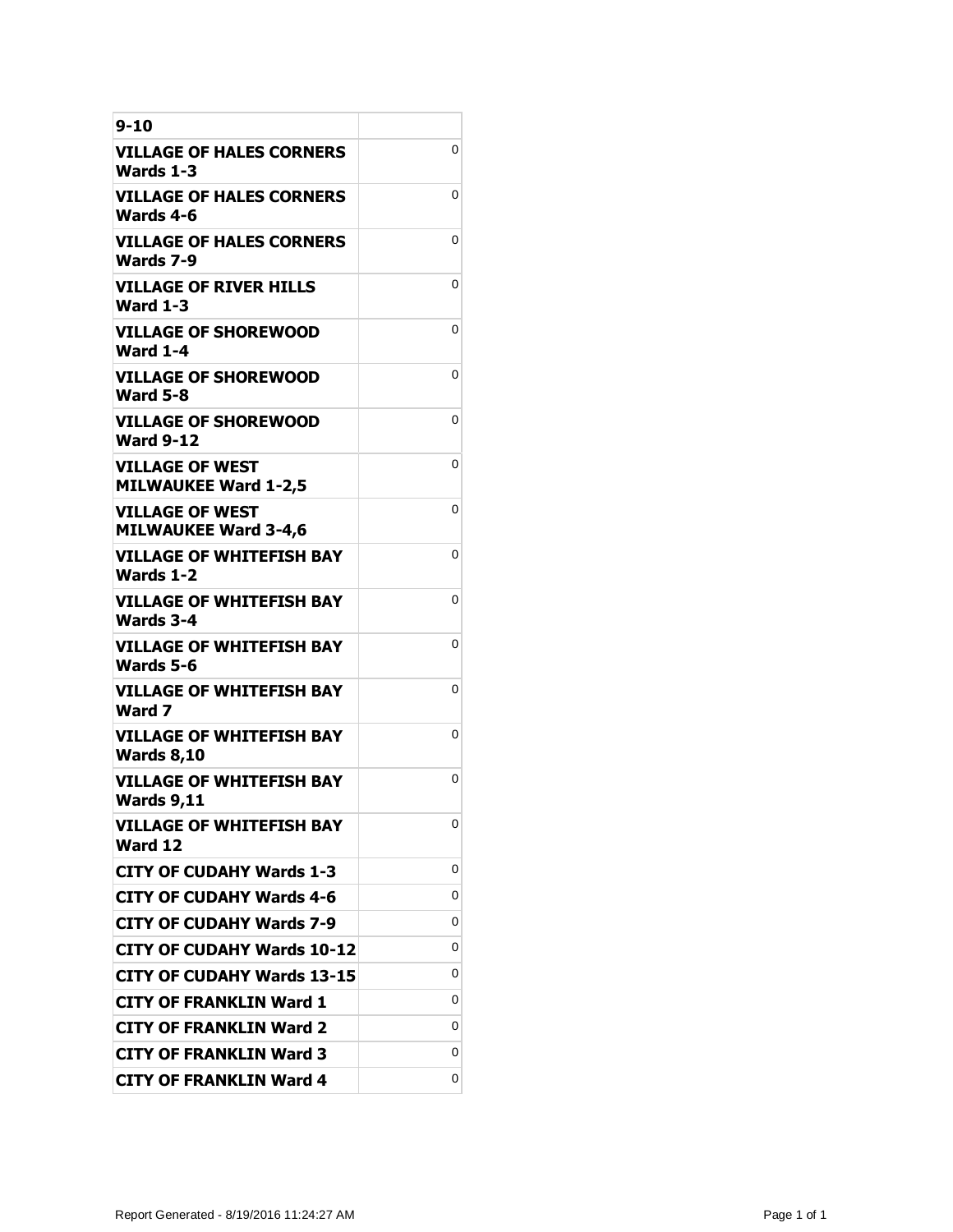| | |
|---|---|
| **9-10** | |
| **VILLAGE OF HALES CORNERS Wards 1-3** | 0 |
| **VILLAGE OF HALES CORNERS Wards 4-6** | 0 |
| **VILLAGE OF HALES CORNERS Wards 7-9** | 0 |
| **VILLAGE OF RIVER HILLS Ward 1-3** | 0 |
| **VILLAGE OF SHOREWOOD Ward 1-4** | 0 |
| **VILLAGE OF SHOREWOOD Ward 5-8** | 0 |
| **VILLAGE OF SHOREWOOD Ward 9-12** | 0 |
| **VILLAGE OF WEST MILWAUKEE Ward 1-2,5** | 0 |
| **VILLAGE OF WEST MILWAUKEE Ward 3-4,6** | 0 |
| **VILLAGE OF WHITEFISH BAY Wards 1-2** | 0 |
| **VILLAGE OF WHITEFISH BAY Wards 3-4** | 0 |
| **VILLAGE OF WHITEFISH BAY Wards 5-6** | 0 |
| **VILLAGE OF WHITEFISH BAY Ward 7** | 0 |
| **VILLAGE OF WHITEFISH BAY Wards 8,10** | 0 |
| **VILLAGE OF WHITEFISH BAY Wards 9,11** | 0 |
| **VILLAGE OF WHITEFISH BAY Ward 12** | 0 |
| **CITY OF CUDAHY Wards 1-3** | 0 |
| **CITY OF CUDAHY Wards 4-6** | 0 |
| **CITY OF CUDAHY Wards 7-9** | 0 |
| **CITY OF CUDAHY Wards 10-12** | 0 |
| **CITY OF CUDAHY Wards 13-15** | 0 |
| **CITY OF FRANKLIN Ward 1** | 0 |
| **CITY OF FRANKLIN Ward 2** | 0 |
| **CITY OF FRANKLIN Ward 3** | 0 |
| **CITY OF FRANKLIN Ward 4** | 0 |

Report Generated - 8/19/2016 11:24:27 AM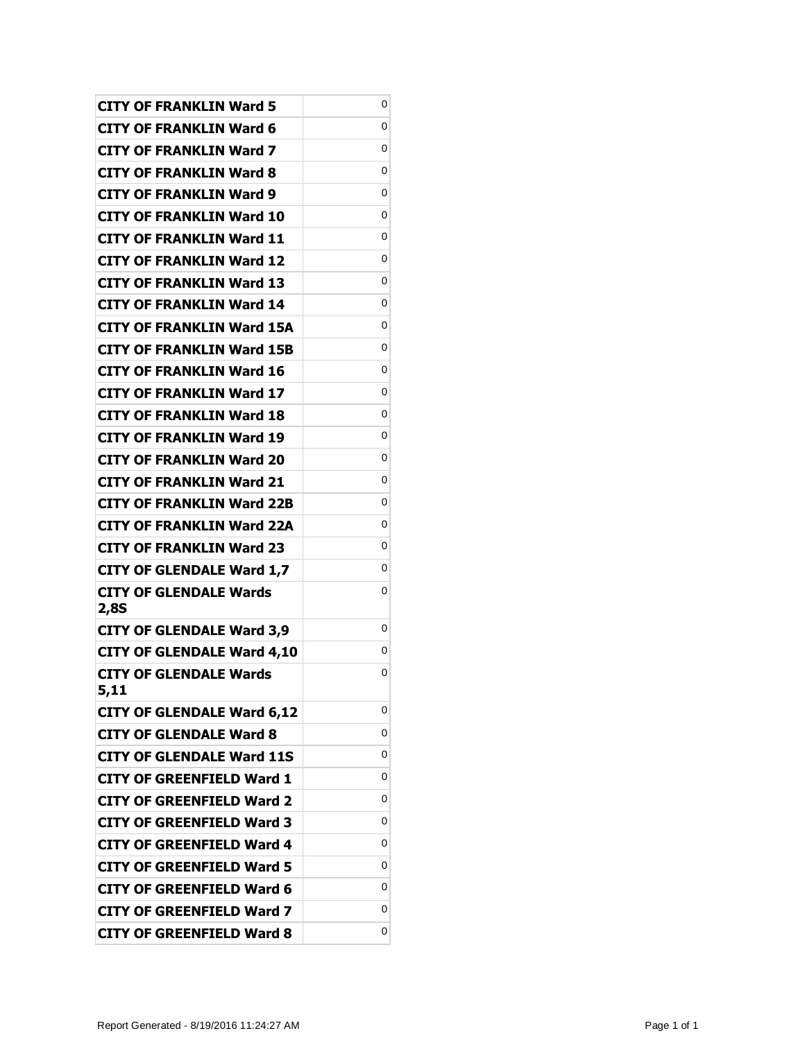| | |
|---|---|
| **CITY OF FRANKLIN Ward 5** | 0 |
| **CITY OF FRANKLIN Ward 6** | 0 |
| **CITY OF FRANKLIN Ward 7** | 0 |
| **CITY OF FRANKLIN Ward 8** | 0 |
| **CITY OF FRANKLIN Ward 9** | 0 |
| **CITY OF FRANKLIN Ward 10** | 0 |
| **CITY OF FRANKLIN Ward 11** | 0 |
| **CITY OF FRANKLIN Ward 12** | 0 |
| **CITY OF FRANKLIN Ward 13** | 0 |
| **CITY OF FRANKLIN Ward 14** | 0 |
| **CITY OF FRANKLIN Ward 15A** | 0 |
| **CITY OF FRANKLIN Ward 15B** | 0 |
| **CITY OF FRANKLIN Ward 16** | 0 |
| **CITY OF FRANKLIN Ward 17** | 0 |
| **CITY OF FRANKLIN Ward 18** | 0 |
| **CITY OF FRANKLIN Ward 19** | 0 |
| **CITY OF FRANKLIN Ward 20** | 0 |
| **CITY OF FRANKLIN Ward 21** | 0 |
| **CITY OF FRANKLIN Ward 22B** | 0 |
| **CITY OF FRANKLIN Ward 22A** | 0 |
| **CITY OF FRANKLIN Ward 23** | 0 |
| **CITY OF GLENDALE Ward 1,7** | 0 |
| **CITY OF GLENDALE Wards 2,8S** | 0 |
| **CITY OF GLENDALE Ward 3,9** | 0 |
| **CITY OF GLENDALE Ward 4,10** | 0 |
| **CITY OF GLENDALE Wards 5,11** | 0 |
| **CITY OF GLENDALE Ward 6,12** | 0 |
| **CITY OF GLENDALE Ward 8** | 0 |
| **CITY OF GLENDALE Ward 11S** | 0 |
| **CITY OF GREENFIELD Ward 1** | 0 |
| **CITY OF GREENFIELD Ward 2** | 0 |
| **CITY OF GREENFIELD Ward 3** | 0 |
| **CITY OF GREENFIELD Ward 4** | 0 |
| **CITY OF GREENFIELD Ward 5** | 0 |
| **CITY OF GREENFIELD Ward 6** | 0 |
| **CITY OF GREENFIELD Ward 7** | 0 |
| **CITY OF GREENFIELD Ward 8** | 0 |

Report Generated - 8/19/2016 11:24:27 AM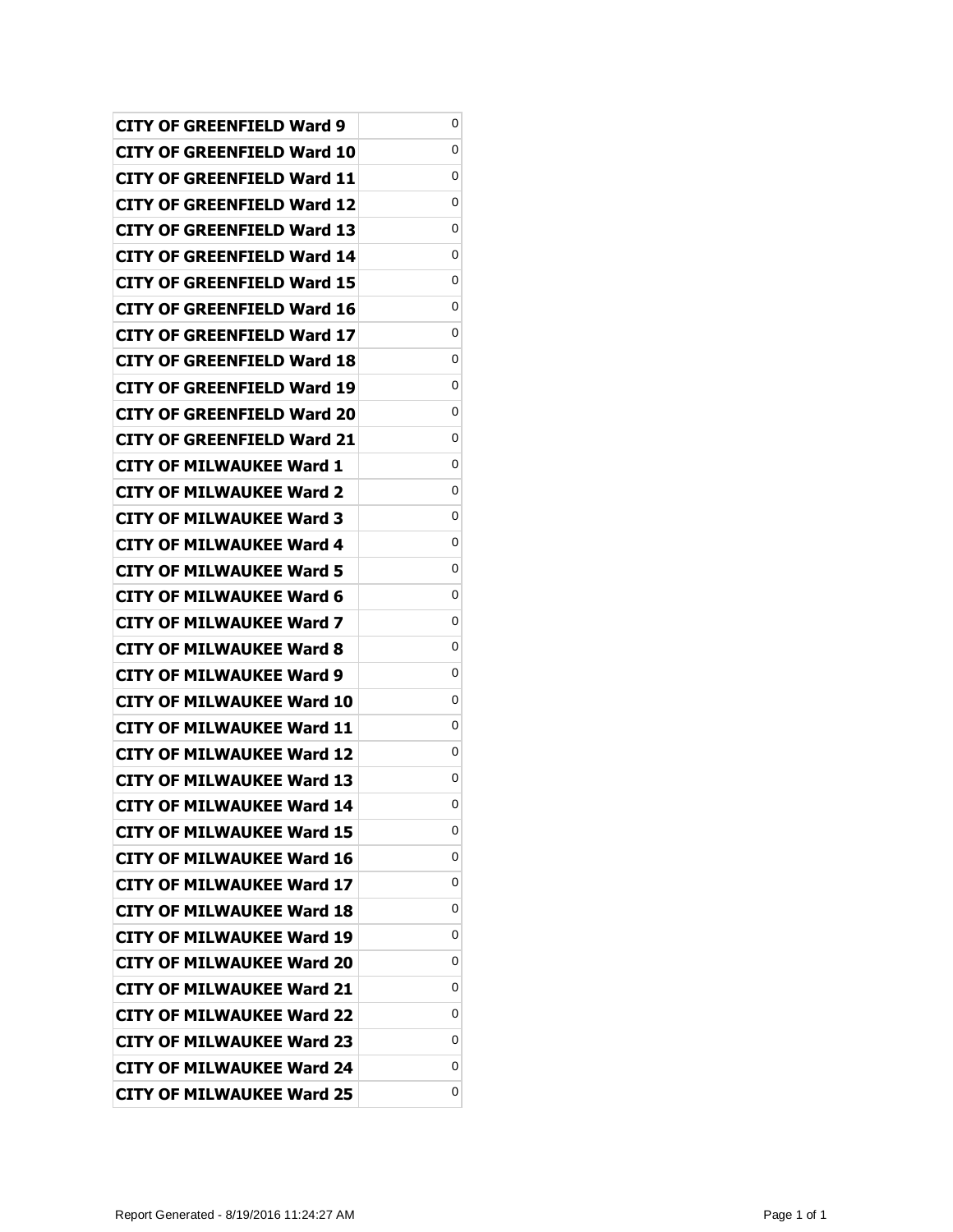| | |
|---|---|
| **CITY OF GREENFIELD Ward 9** | 0 |
| **CITY OF GREENFIELD Ward 10** | 0 |
| **CITY OF GREENFIELD Ward 11** | 0 |
| **CITY OF GREENFIELD Ward 12** | 0 |
| **CITY OF GREENFIELD Ward 13** | 0 |
| **CITY OF GREENFIELD Ward 14** | 0 |
| **CITY OF GREENFIELD Ward 15** | 0 |
| **CITY OF GREENFIELD Ward 16** | 0 |
| **CITY OF GREENFIELD Ward 17** | 0 |
| **CITY OF GREENFIELD Ward 18** | 0 |
| **CITY OF GREENFIELD Ward 19** | 0 |
| **CITY OF GREENFIELD Ward 20** | 0 |
| **CITY OF GREENFIELD Ward 21** | 0 |
| **CITY OF MILWAUKEE Ward 1** | 0 |
| **CITY OF MILWAUKEE Ward 2** | 0 |
| **CITY OF MILWAUKEE Ward 3** | 0 |
| **CITY OF MILWAUKEE Ward 4** | 0 |
| **CITY OF MILWAUKEE Ward 5** | 0 |
| **CITY OF MILWAUKEE Ward 6** | 0 |
| **CITY OF MILWAUKEE Ward 7** | 0 |
| **CITY OF MILWAUKEE Ward 8** | 0 |
| **CITY OF MILWAUKEE Ward 9** | 0 |
| **CITY OF MILWAUKEE Ward 10** | 0 |
| **CITY OF MILWAUKEE Ward 11** | 0 |
| **CITY OF MILWAUKEE Ward 12** | 0 |
| **CITY OF MILWAUKEE Ward 13** | 0 |
| **CITY OF MILWAUKEE Ward 14** | 0 |
| **CITY OF MILWAUKEE Ward 15** | 0 |
| **CITY OF MILWAUKEE Ward 16** | 0 |
| **CITY OF MILWAUKEE Ward 17** | 0 |
| **CITY OF MILWAUKEE Ward 18** | 0 |
| **CITY OF MILWAUKEE Ward 19** | 0 |
| **CITY OF MILWAUKEE Ward 20** | 0 |
| **CITY OF MILWAUKEE Ward 21** | 0 |
| **CITY OF MILWAUKEE Ward 22** | 0 |
| **CITY OF MILWAUKEE Ward 23** | 0 |
| **CITY OF MILWAUKEE Ward 24** | 0 |
| **CITY OF MILWAUKEE Ward 25** | 0 |

Report Generated - 8/19/2016 11:24:27 AM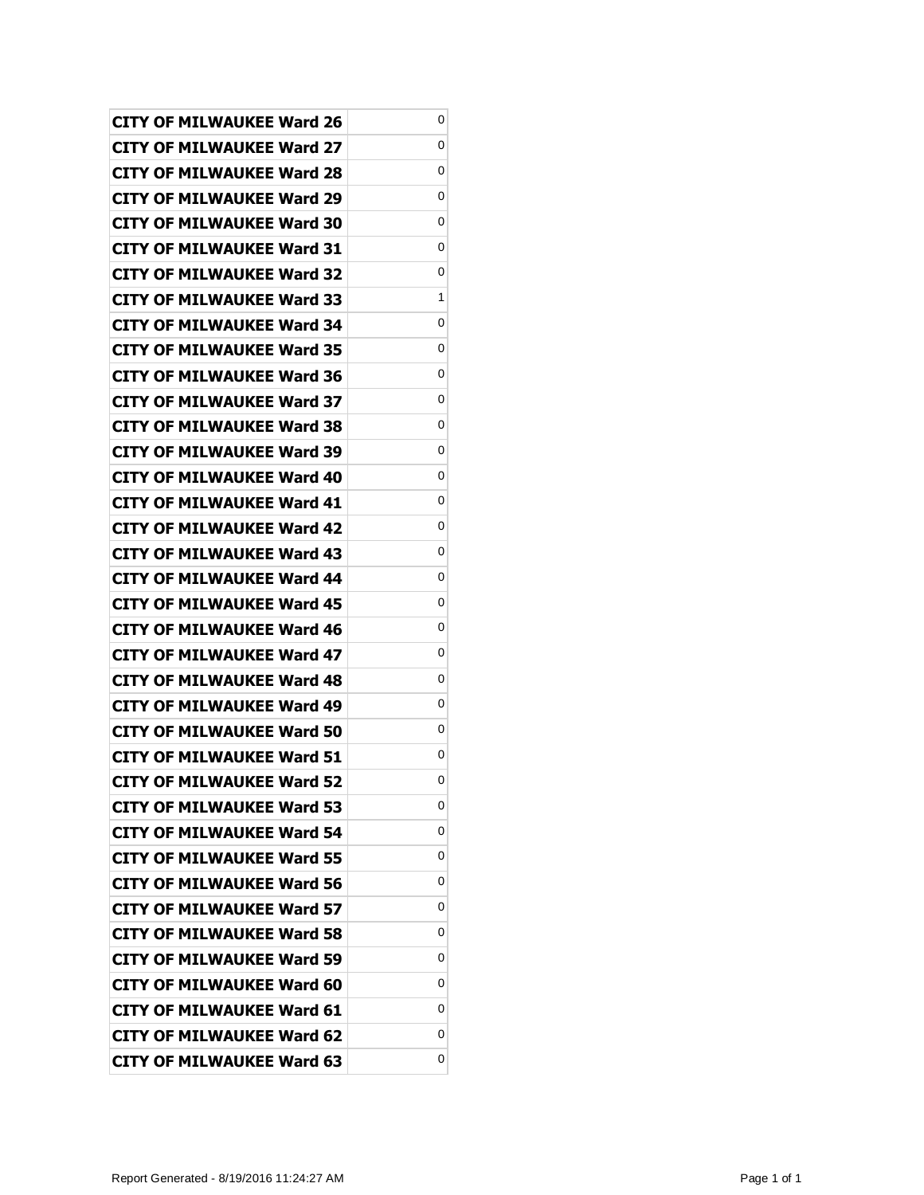| | |
|---|---|
| **CITY OF MILWAUKEE Ward 26** | 0 |
| **CITY OF MILWAUKEE Ward 27** | 0 |
| **CITY OF MILWAUKEE Ward 28** | 0 |
| **CITY OF MILWAUKEE Ward 29** | 0 |
| **CITY OF MILWAUKEE Ward 30** | 0 |
| **CITY OF MILWAUKEE Ward 31** | 0 |
| **CITY OF MILWAUKEE Ward 32** | 0 |
| **CITY OF MILWAUKEE Ward 33** | 1 |
| **CITY OF MILWAUKEE Ward 34** | 0 |
| **CITY OF MILWAUKEE Ward 35** | 0 |
| **CITY OF MILWAUKEE Ward 36** | 0 |
| **CITY OF MILWAUKEE Ward 37** | 0 |
| **CITY OF MILWAUKEE Ward 38** | 0 |
| **CITY OF MILWAUKEE Ward 39** | 0 |
| **CITY OF MILWAUKEE Ward 40** | 0 |
| **CITY OF MILWAUKEE Ward 41** | 0 |
| **CITY OF MILWAUKEE Ward 42** | 0 |
| **CITY OF MILWAUKEE Ward 43** | 0 |
| **CITY OF MILWAUKEE Ward 44** | 0 |
| **CITY OF MILWAUKEE Ward 45** | 0 |
| **CITY OF MILWAUKEE Ward 46** | 0 |
| **CITY OF MILWAUKEE Ward 47** | 0 |
| **CITY OF MILWAUKEE Ward 48** | 0 |
| **CITY OF MILWAUKEE Ward 49** | 0 |
| **CITY OF MILWAUKEE Ward 50** | 0 |
| **CITY OF MILWAUKEE Ward 51** | 0 |
| **CITY OF MILWAUKEE Ward 52** | 0 |
| **CITY OF MILWAUKEE Ward 53** | 0 |
| **CITY OF MILWAUKEE Ward 54** | 0 |
| **CITY OF MILWAUKEE Ward 55** | 0 |
| **CITY OF MILWAUKEE Ward 56** | 0 |
| **CITY OF MILWAUKEE Ward 57** | 0 |
| **CITY OF MILWAUKEE Ward 58** | 0 |
| **CITY OF MILWAUKEE Ward 59** | 0 |
| **CITY OF MILWAUKEE Ward 60** | 0 |
| **CITY OF MILWAUKEE Ward 61** | 0 |
| **CITY OF MILWAUKEE Ward 62** | 0 |
| **CITY OF MILWAUKEE Ward 63** | 0 |

Report Generated - 8/19/2016 11:24:27 AM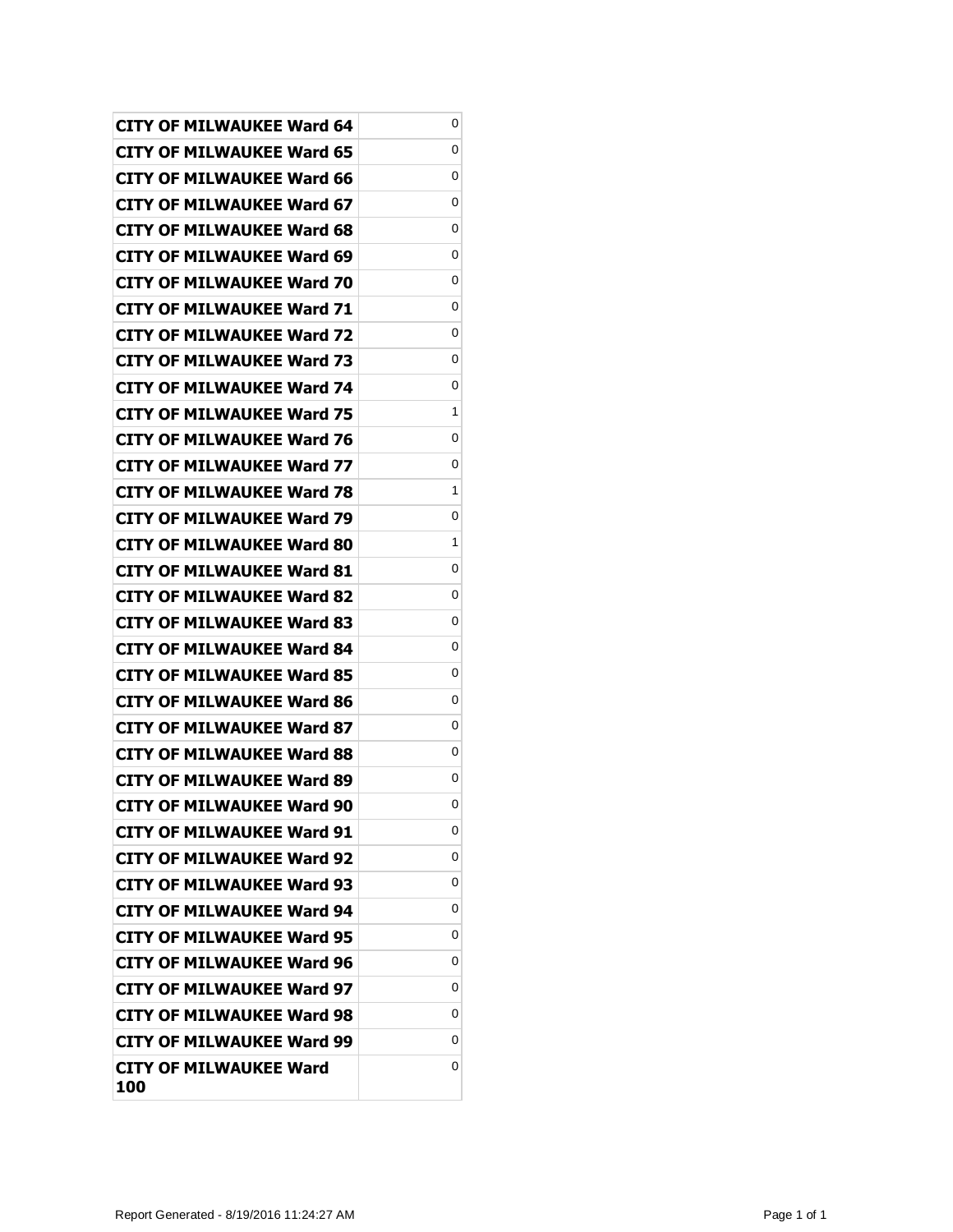| | |
|---|---|
| CITY OF MILWAUKEE Ward 64 | 0 |
| CITY OF MILWAUKEE Ward 65 | 0 |
| CITY OF MILWAUKEE Ward 66 | 0 |
| CITY OF MILWAUKEE Ward 67 | 0 |
| CITY OF MILWAUKEE Ward 68 | 0 |
| CITY OF MILWAUKEE Ward 69 | 0 |
| CITY OF MILWAUKEE Ward 70 | 0 |
| CITY OF MILWAUKEE Ward 71 | 0 |
| CITY OF MILWAUKEE Ward 72 | 0 |
| CITY OF MILWAUKEE Ward 73 | 0 |
| CITY OF MILWAUKEE Ward 74 | 0 |
| CITY OF MILWAUKEE Ward 75 | 1 |
| CITY OF MILWAUKEE Ward 76 | 0 |
| CITY OF MILWAUKEE Ward 77 | 0 |
| CITY OF MILWAUKEE Ward 78 | 1 |
| CITY OF MILWAUKEE Ward 79 | 0 |
| CITY OF MILWAUKEE Ward 80 | 1 |
| CITY OF MILWAUKEE Ward 81 | 0 |
| CITY OF MILWAUKEE Ward 82 | 0 |
| CITY OF MILWAUKEE Ward 83 | 0 |
| CITY OF MILWAUKEE Ward 84 | 0 |
| CITY OF MILWAUKEE Ward 85 | 0 |
| CITY OF MILWAUKEE Ward 86 | 0 |
| CITY OF MILWAUKEE Ward 87 | 0 |
| CITY OF MILWAUKEE Ward 88 | 0 |
| CITY OF MILWAUKEE Ward 89 | 0 |
| CITY OF MILWAUKEE Ward 90 | 0 |
| CITY OF MILWAUKEE Ward 91 | 0 |
| CITY OF MILWAUKEE Ward 92 | 0 |
| CITY OF MILWAUKEE Ward 93 | 0 |
| CITY OF MILWAUKEE Ward 94 | 0 |
| CITY OF MILWAUKEE Ward 95 | 0 |
| CITY OF MILWAUKEE Ward 96 | 0 |
| CITY OF MILWAUKEE Ward 97 | 0 |
| CITY OF MILWAUKEE Ward 98 | 0 |
| CITY OF MILWAUKEE Ward 99 | 0 |
| CITY OF MILWAUKEE Ward 100 | 0 |

Report Generated - 8/19/2016 11:24:27 AM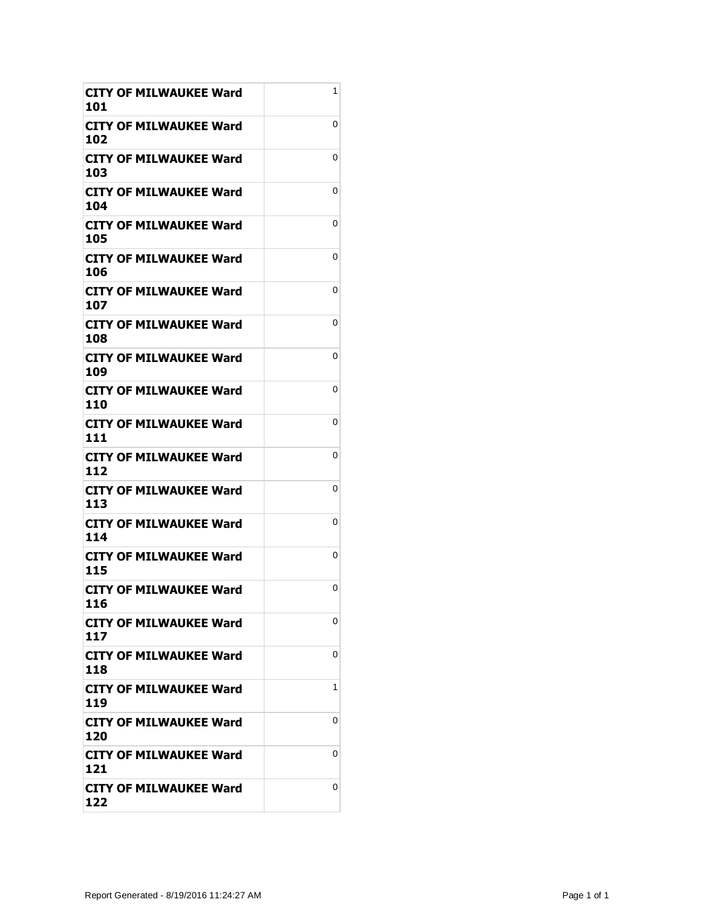| | |
|---|---|
| **CITY OF MILWAUKEE Ward 101** | 1 |
| **CITY OF MILWAUKEE Ward 102** | 0 |
| **CITY OF MILWAUKEE Ward 103** | 0 |
| **CITY OF MILWAUKEE Ward 104** | 0 |
| **CITY OF MILWAUKEE Ward 105** | 0 |
| **CITY OF MILWAUKEE Ward 106** | 0 |
| **CITY OF MILWAUKEE Ward 107** | 0 |
| **CITY OF MILWAUKEE Ward 108** | 0 |
| **CITY OF MILWAUKEE Ward 109** | 0 |
| **CITY OF MILWAUKEE Ward 110** | 0 |
| **CITY OF MILWAUKEE Ward 111** | 0 |
| **CITY OF MILWAUKEE Ward 112** | 0 |
| **CITY OF MILWAUKEE Ward 113** | 0 |
| **CITY OF MILWAUKEE Ward 114** | 0 |
| **CITY OF MILWAUKEE Ward 115** | 0 |
| **CITY OF MILWAUKEE Ward 116** | 0 |
| **CITY OF MILWAUKEE Ward 117** | 0 |
| **CITY OF MILWAUKEE Ward 118** | 0 |
| **CITY OF MILWAUKEE Ward 119** | 1 |
| **CITY OF MILWAUKEE Ward 120** | 0 |
| **CITY OF MILWAUKEE Ward 121** | 0 |
| **CITY OF MILWAUKEE Ward 122** | 0 |

Report Generated - 8/19/2016 11:24:27 AM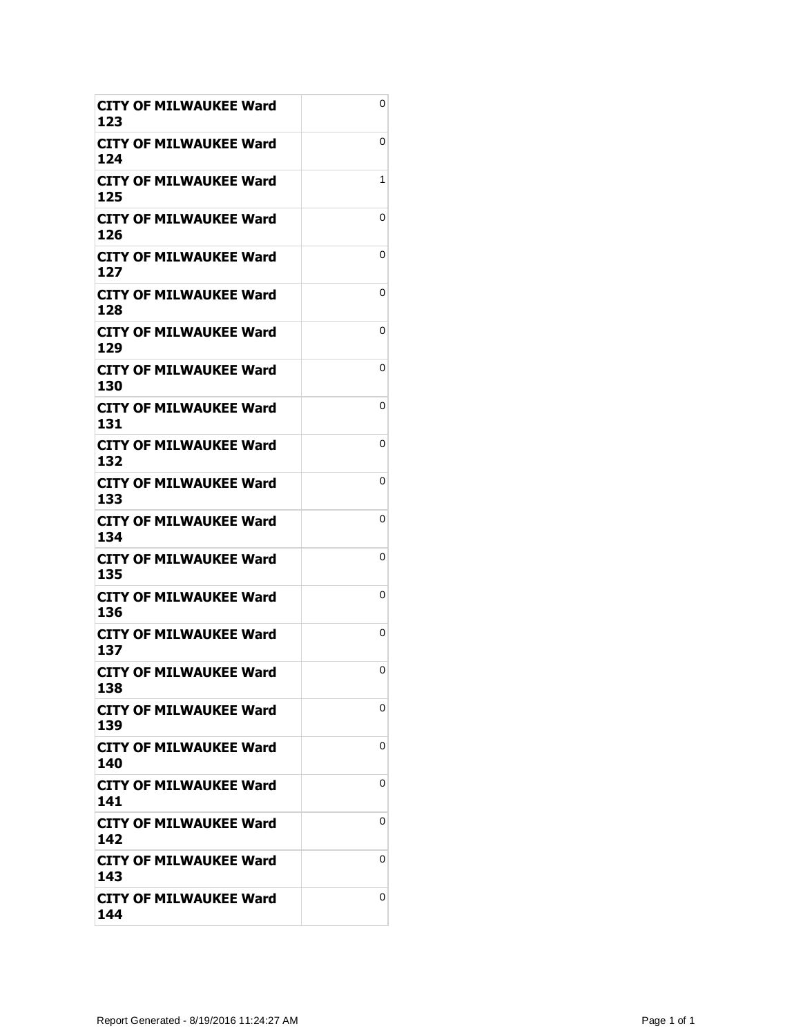| | |
|---|---|
| **CITY OF MILWAUKEE Ward 123** | 0 |
| **CITY OF MILWAUKEE Ward 124** | 0 |
| **CITY OF MILWAUKEE Ward 125** | 1 |
| **CITY OF MILWAUKEE Ward 126** | 0 |
| **CITY OF MILWAUKEE Ward 127** | 0 |
| **CITY OF MILWAUKEE Ward 128** | 0 |
| **CITY OF MILWAUKEE Ward 129** | 0 |
| **CITY OF MILWAUKEE Ward 130** | 0 |
| **CITY OF MILWAUKEE Ward 131** | 0 |
| **CITY OF MILWAUKEE Ward 132** | 0 |
| **CITY OF MILWAUKEE Ward 133** | 0 |
| **CITY OF MILWAUKEE Ward 134** | 0 |
| **CITY OF MILWAUKEE Ward 135** | 0 |
| **CITY OF MILWAUKEE Ward 136** | 0 |
| **CITY OF MILWAUKEE Ward 137** | 0 |
| **CITY OF MILWAUKEE Ward 138** | 0 |
| **CITY OF MILWAUKEE Ward 139** | 0 |
| **CITY OF MILWAUKEE Ward 140** | 0 |
| **CITY OF MILWAUKEE Ward 141** | 0 |
| **CITY OF MILWAUKEE Ward 142** | 0 |
| **CITY OF MILWAUKEE Ward 143** | 0 |
| **CITY OF MILWAUKEE Ward 144** | 0 |

Report Generated - 8/19/2016 11:24:27 AM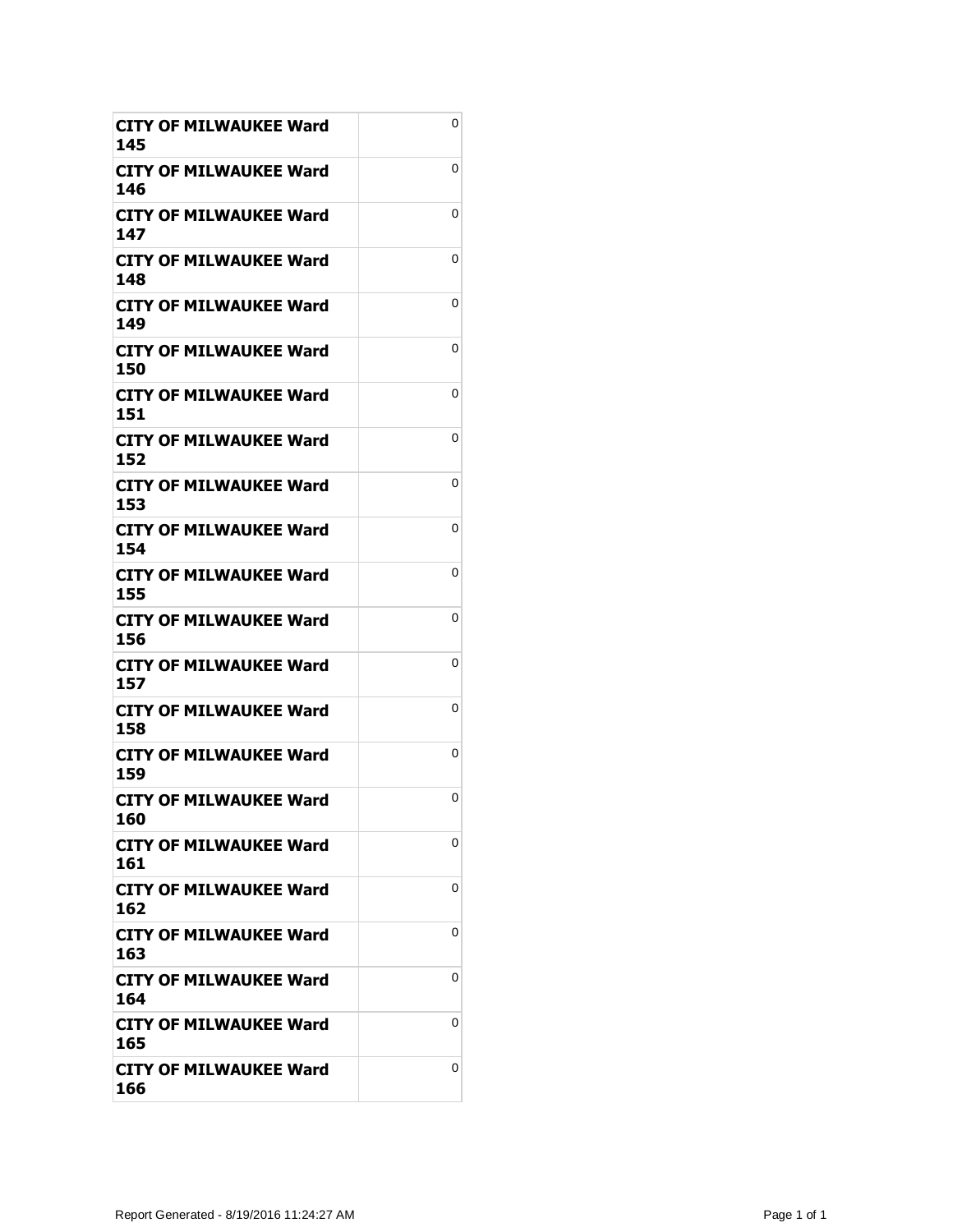| | |
|---|---|
| **CITY OF MILWAUKEE Ward 145** | 0 |
| **CITY OF MILWAUKEE Ward 146** | 0 |
| **CITY OF MILWAUKEE Ward 147** | 0 |
| **CITY OF MILWAUKEE Ward 148** | 0 |
| **CITY OF MILWAUKEE Ward 149** | 0 |
| **CITY OF MILWAUKEE Ward 150** | 0 |
| **CITY OF MILWAUKEE Ward 151** | 0 |
| **CITY OF MILWAUKEE Ward 152** | 0 |
| **CITY OF MILWAUKEE Ward 153** | 0 |
| **CITY OF MILWAUKEE Ward 154** | 0 |
| **CITY OF MILWAUKEE Ward 155** | 0 |
| **CITY OF MILWAUKEE Ward 156** | 0 |
| **CITY OF MILWAUKEE Ward 157** | 0 |
| **CITY OF MILWAUKEE Ward 158** | 0 |
| **CITY OF MILWAUKEE Ward 159** | 0 |
| **CITY OF MILWAUKEE Ward 160** | 0 |
| **CITY OF MILWAUKEE Ward 161** | 0 |
| **CITY OF MILWAUKEE Ward 162** | 0 |
| **CITY OF MILWAUKEE Ward 163** | 0 |
| **CITY OF MILWAUKEE Ward 164** | 0 |
| **CITY OF MILWAUKEE Ward 165** | 0 |
| **CITY OF MILWAUKEE Ward 166** | 0 |

Report Generated - 8/19/2016 11:24:27 AM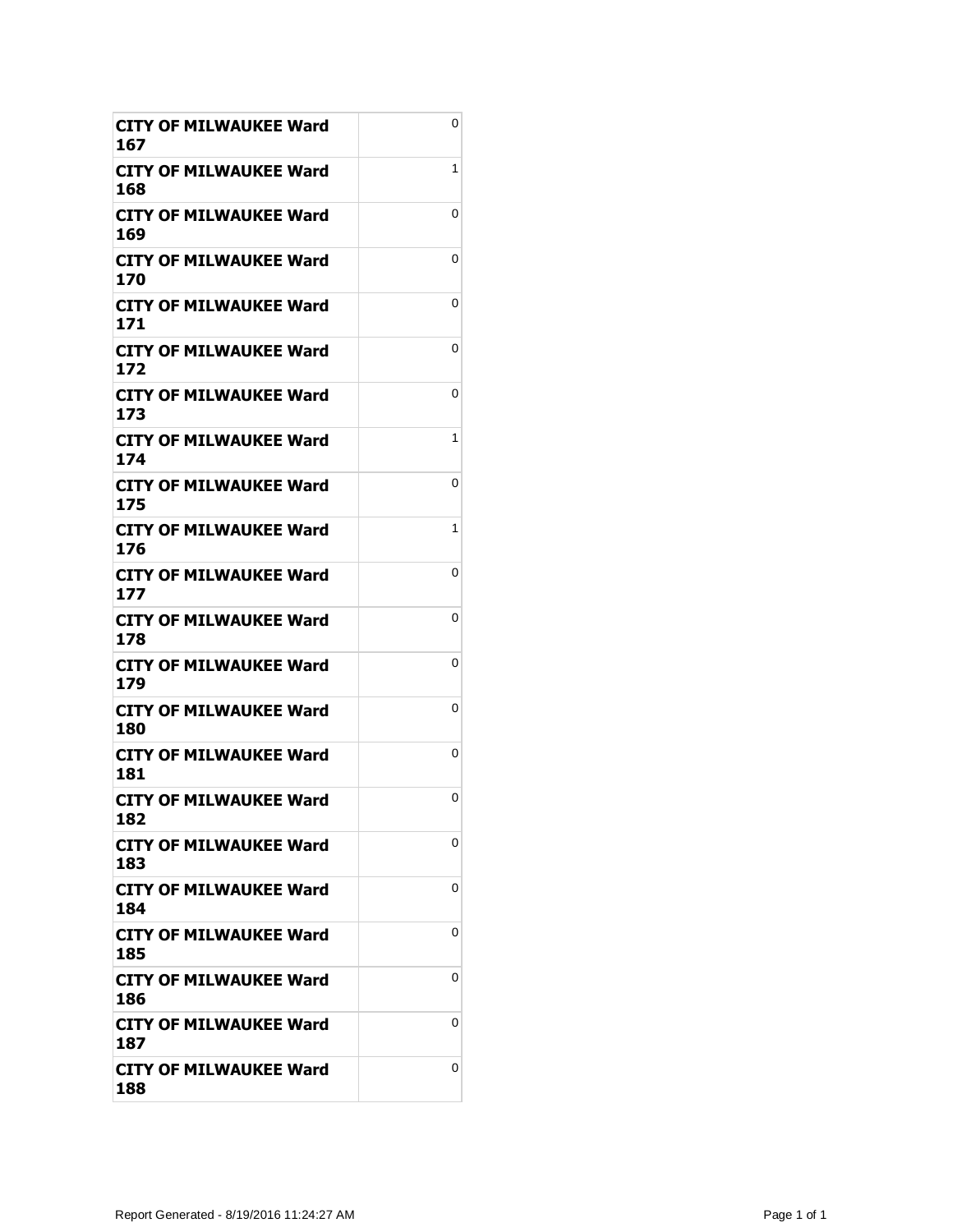| | |
|---|---|
| **CITY OF MILWAUKEE Ward 167** | 0 |
| **CITY OF MILWAUKEE Ward 168** | 1 |
| **CITY OF MILWAUKEE Ward 169** | 0 |
| **CITY OF MILWAUKEE Ward 170** | 0 |
| **CITY OF MILWAUKEE Ward 171** | 0 |
| **CITY OF MILWAUKEE Ward 172** | 0 |
| **CITY OF MILWAUKEE Ward 173** | 0 |
| **CITY OF MILWAUKEE Ward 174** | 1 |
| **CITY OF MILWAUKEE Ward 175** | 0 |
| **CITY OF MILWAUKEE Ward 176** | 1 |
| **CITY OF MILWAUKEE Ward 177** | 0 |
| **CITY OF MILWAUKEE Ward 178** | 0 |
| **CITY OF MILWAUKEE Ward 179** | 0 |
| **CITY OF MILWAUKEE Ward 180** | 0 |
| **CITY OF MILWAUKEE Ward 181** | 0 |
| **CITY OF MILWAUKEE Ward 182** | 0 |
| **CITY OF MILWAUKEE Ward 183** | 0 |
| **CITY OF MILWAUKEE Ward 184** | 0 |
| **CITY OF MILWAUKEE Ward 185** | 0 |
| **CITY OF MILWAUKEE Ward 186** | 0 |
| **CITY OF MILWAUKEE Ward 187** | 0 |
| **CITY OF MILWAUKEE Ward 188** | 0 |

Report Generated - 8/19/2016 11:24:27 AM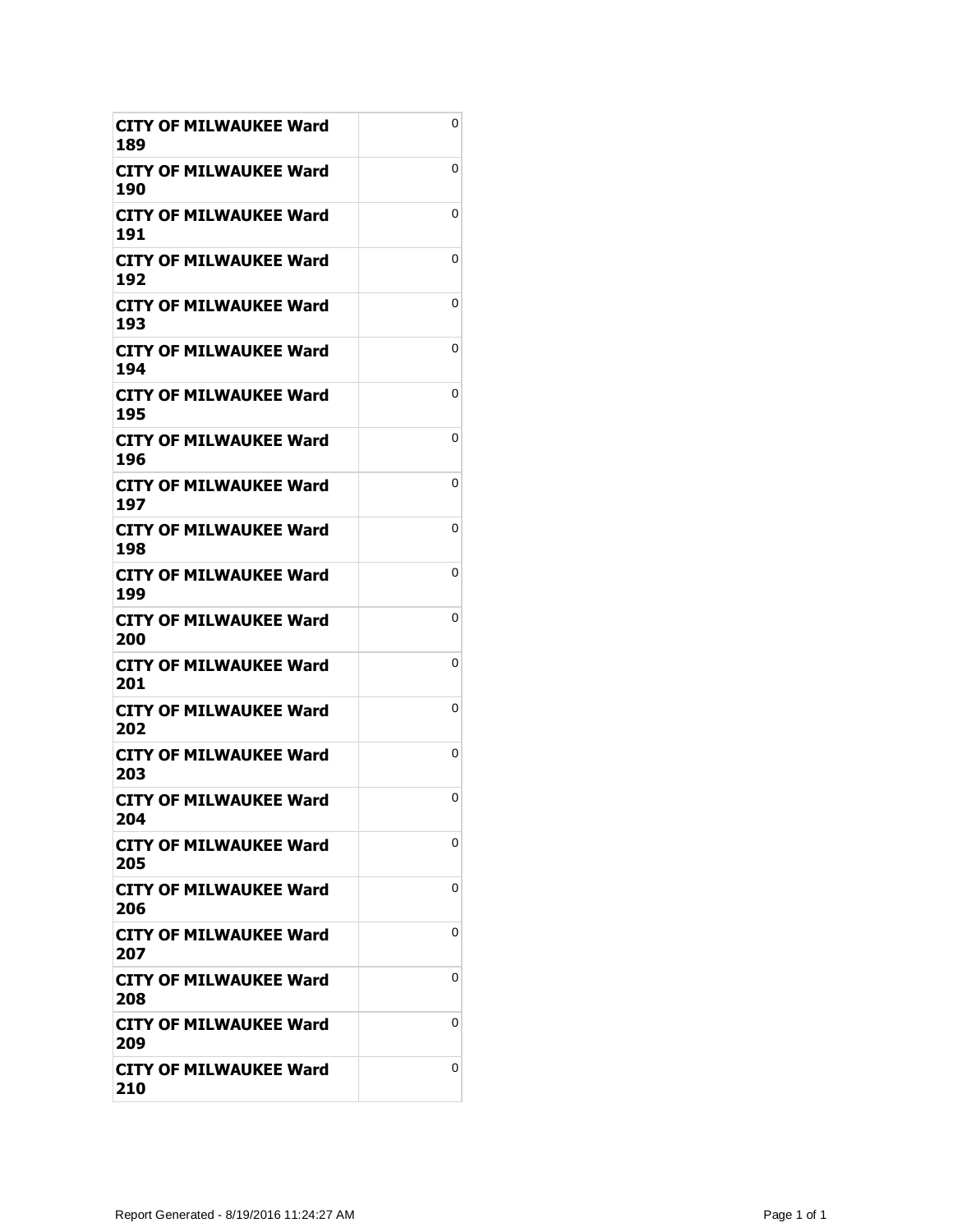| | |
|---|---|
| **CITY OF MILWAUKEE Ward 189** | 0 |
| **CITY OF MILWAUKEE Ward 190** | 0 |
| **CITY OF MILWAUKEE Ward 191** | 0 |
| **CITY OF MILWAUKEE Ward 192** | 0 |
| **CITY OF MILWAUKEE Ward 193** | 0 |
| **CITY OF MILWAUKEE Ward 194** | 0 |
| **CITY OF MILWAUKEE Ward 195** | 0 |
| **CITY OF MILWAUKEE Ward 196** | 0 |
| **CITY OF MILWAUKEE Ward 197** | 0 |
| **CITY OF MILWAUKEE Ward 198** | 0 |
| **CITY OF MILWAUKEE Ward 199** | 0 |
| **CITY OF MILWAUKEE Ward 200** | 0 |
| **CITY OF MILWAUKEE Ward 201** | 0 |
| **CITY OF MILWAUKEE Ward 202** | 0 |
| **CITY OF MILWAUKEE Ward 203** | 0 |
| **CITY OF MILWAUKEE Ward 204** | 0 |
| **CITY OF MILWAUKEE Ward 205** | 0 |
| **CITY OF MILWAUKEE Ward 206** | 0 |
| **CITY OF MILWAUKEE Ward 207** | 0 |
| **CITY OF MILWAUKEE Ward 208** | 0 |
| **CITY OF MILWAUKEE Ward 209** | 0 |
| **CITY OF MILWAUKEE Ward 210** | 0 |

Report Generated - 8/19/2016 11:24:27 AM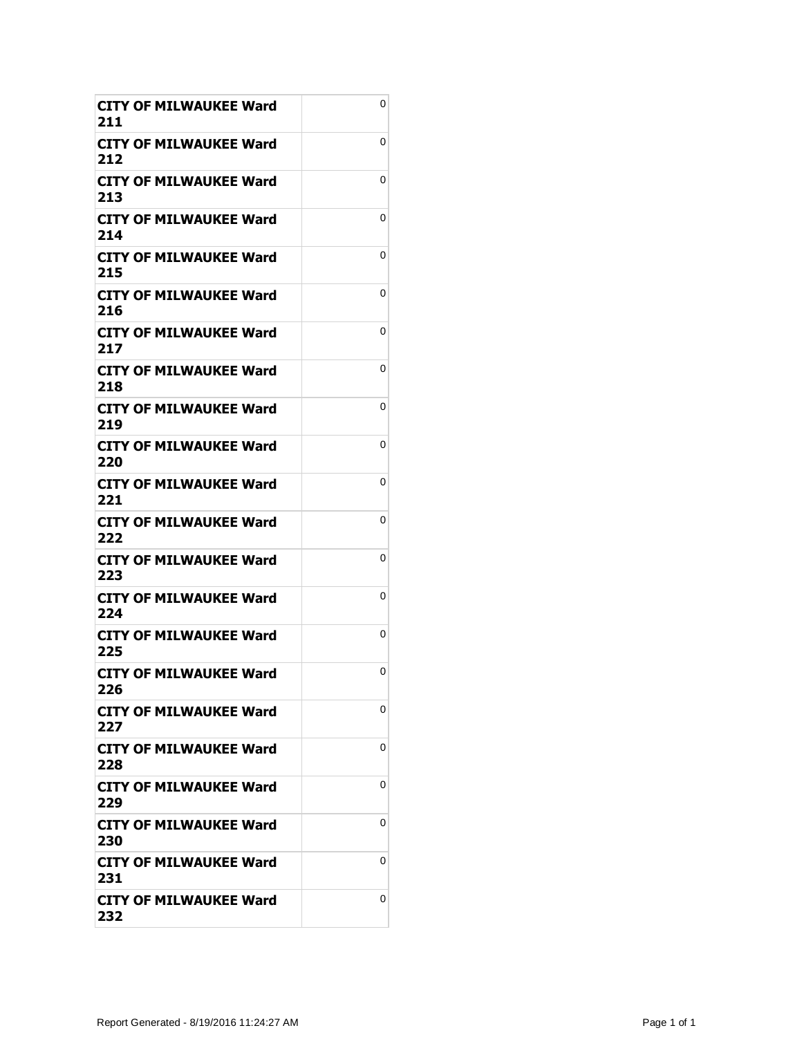| | |
|---|---|
| **CITY OF MILWAUKEE Ward 211** | 0 |
| **CITY OF MILWAUKEE Ward 212** | 0 |
| **CITY OF MILWAUKEE Ward 213** | 0 |
| **CITY OF MILWAUKEE Ward 214** | 0 |
| **CITY OF MILWAUKEE Ward 215** | 0 |
| **CITY OF MILWAUKEE Ward 216** | 0 |
| **CITY OF MILWAUKEE Ward 217** | 0 |
| **CITY OF MILWAUKEE Ward 218** | 0 |
| **CITY OF MILWAUKEE Ward 219** | 0 |
| **CITY OF MILWAUKEE Ward 220** | 0 |
| **CITY OF MILWAUKEE Ward 221** | 0 |
| **CITY OF MILWAUKEE Ward 222** | 0 |
| **CITY OF MILWAUKEE Ward 223** | 0 |
| **CITY OF MILWAUKEE Ward 224** | 0 |
| **CITY OF MILWAUKEE Ward 225** | 0 |
| **CITY OF MILWAUKEE Ward 226** | 0 |
| **CITY OF MILWAUKEE Ward 227** | 0 |
| **CITY OF MILWAUKEE Ward 228** | 0 |
| **CITY OF MILWAUKEE Ward 229** | 0 |
| **CITY OF MILWAUKEE Ward 230** | 0 |
| **CITY OF MILWAUKEE Ward 231** | 0 |
| **CITY OF MILWAUKEE Ward 232** | 0 |

Report Generated - 8/19/2016 11:24:27 AM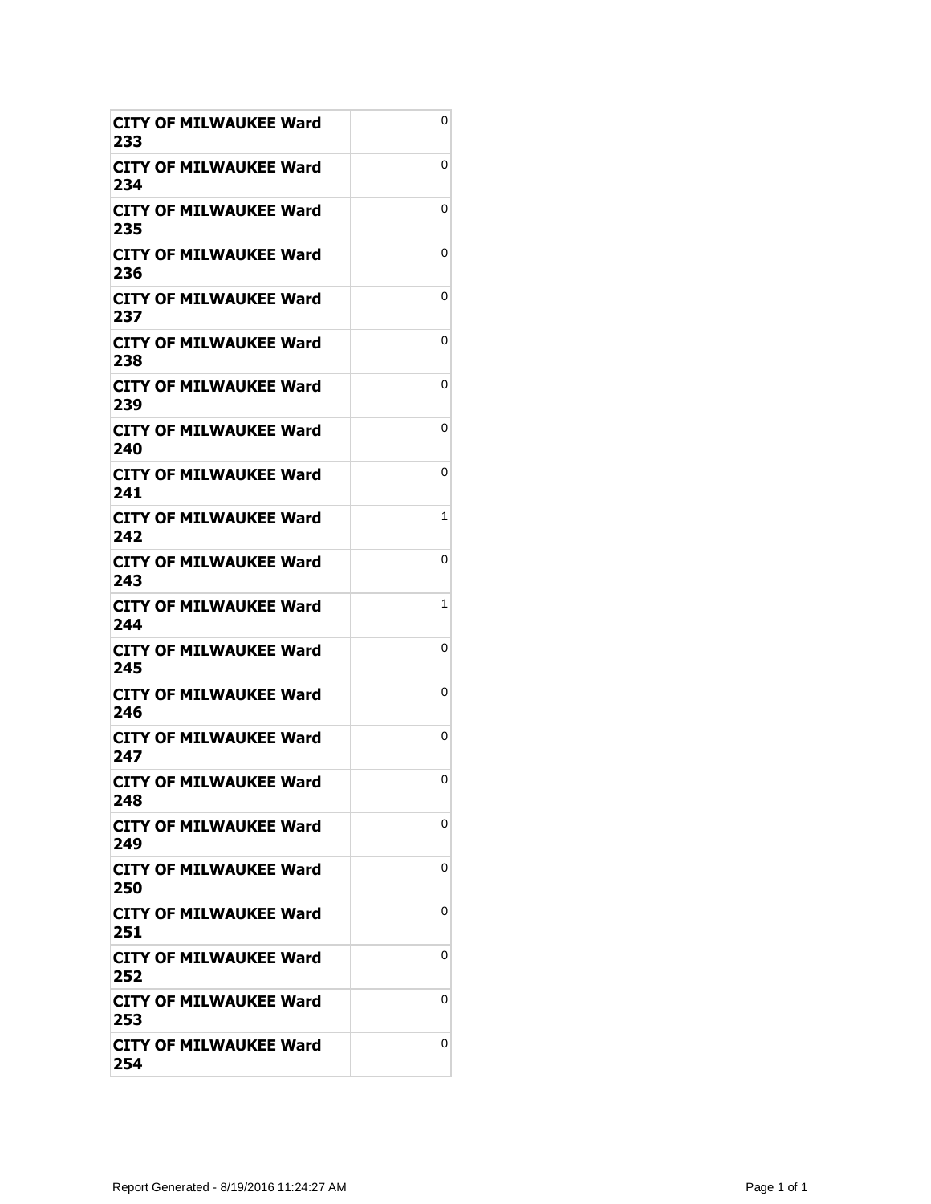| | |
|---|---|
| **CITY OF MILWAUKEE Ward 233** | 0 |
| **CITY OF MILWAUKEE Ward 234** | 0 |
| **CITY OF MILWAUKEE Ward 235** | 0 |
| **CITY OF MILWAUKEE Ward 236** | 0 |
| **CITY OF MILWAUKEE Ward 237** | 0 |
| **CITY OF MILWAUKEE Ward 238** | 0 |
| **CITY OF MILWAUKEE Ward 239** | 0 |
| **CITY OF MILWAUKEE Ward 240** | 0 |
| **CITY OF MILWAUKEE Ward 241** | 0 |
| **CITY OF MILWAUKEE Ward 242** | 1 |
| **CITY OF MILWAUKEE Ward 243** | 0 |
| **CITY OF MILWAUKEE Ward 244** | 1 |
| **CITY OF MILWAUKEE Ward 245** | 0 |
| **CITY OF MILWAUKEE Ward 246** | 0 |
| **CITY OF MILWAUKEE Ward 247** | 0 |
| **CITY OF MILWAUKEE Ward 248** | 0 |
| **CITY OF MILWAUKEE Ward 249** | 0 |
| **CITY OF MILWAUKEE Ward 250** | 0 |
| **CITY OF MILWAUKEE Ward 251** | 0 |
| **CITY OF MILWAUKEE Ward 252** | 0 |
| **CITY OF MILWAUKEE Ward 253** | 0 |
| **CITY OF MILWAUKEE Ward 254** | 0 |

Report Generated - 8/19/2016 11:24:27 AM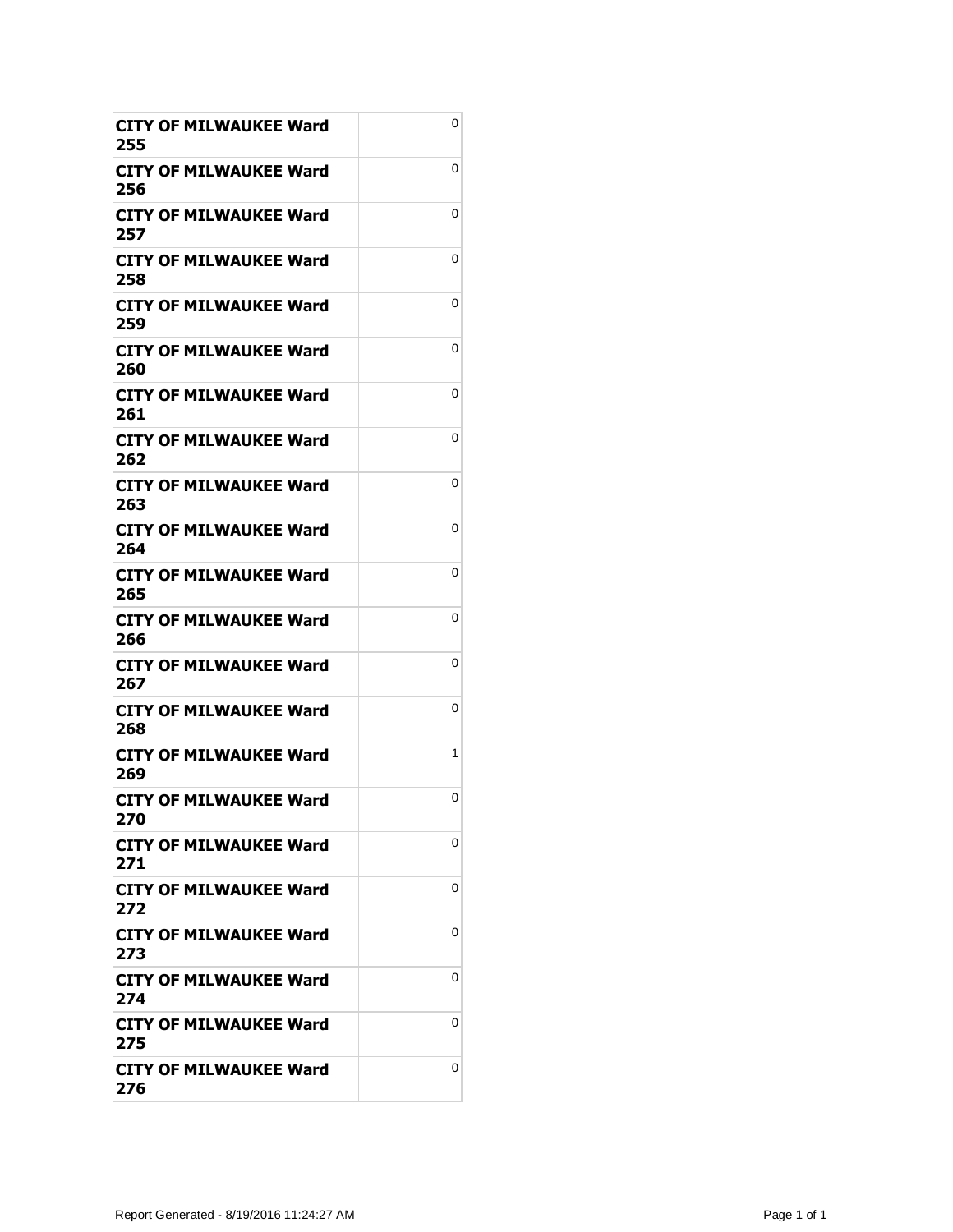| | |
|---|---|
| **CITY OF MILWAUKEE Ward 255** | 0 |
| **CITY OF MILWAUKEE Ward 256** | 0 |
| **CITY OF MILWAUKEE Ward 257** | 0 |
| **CITY OF MILWAUKEE Ward 258** | 0 |
| **CITY OF MILWAUKEE Ward 259** | 0 |
| **CITY OF MILWAUKEE Ward 260** | 0 |
| **CITY OF MILWAUKEE Ward 261** | 0 |
| **CITY OF MILWAUKEE Ward 262** | 0 |
| **CITY OF MILWAUKEE Ward 263** | 0 |
| **CITY OF MILWAUKEE Ward 264** | 0 |
| **CITY OF MILWAUKEE Ward 265** | 0 |
| **CITY OF MILWAUKEE Ward 266** | 0 |
| **CITY OF MILWAUKEE Ward 267** | 0 |
| **CITY OF MILWAUKEE Ward 268** | 0 |
| **CITY OF MILWAUKEE Ward 269** | 1 |
| **CITY OF MILWAUKEE Ward 270** | 0 |
| **CITY OF MILWAUKEE Ward 271** | 0 |
| **CITY OF MILWAUKEE Ward 272** | 0 |
| **CITY OF MILWAUKEE Ward 273** | 0 |
| **CITY OF MILWAUKEE Ward 274** | 0 |
| **CITY OF MILWAUKEE Ward 275** | 0 |
| **CITY OF MILWAUKEE Ward 276** | 0 |

Report Generated - 8/19/2016 11:24:27 AM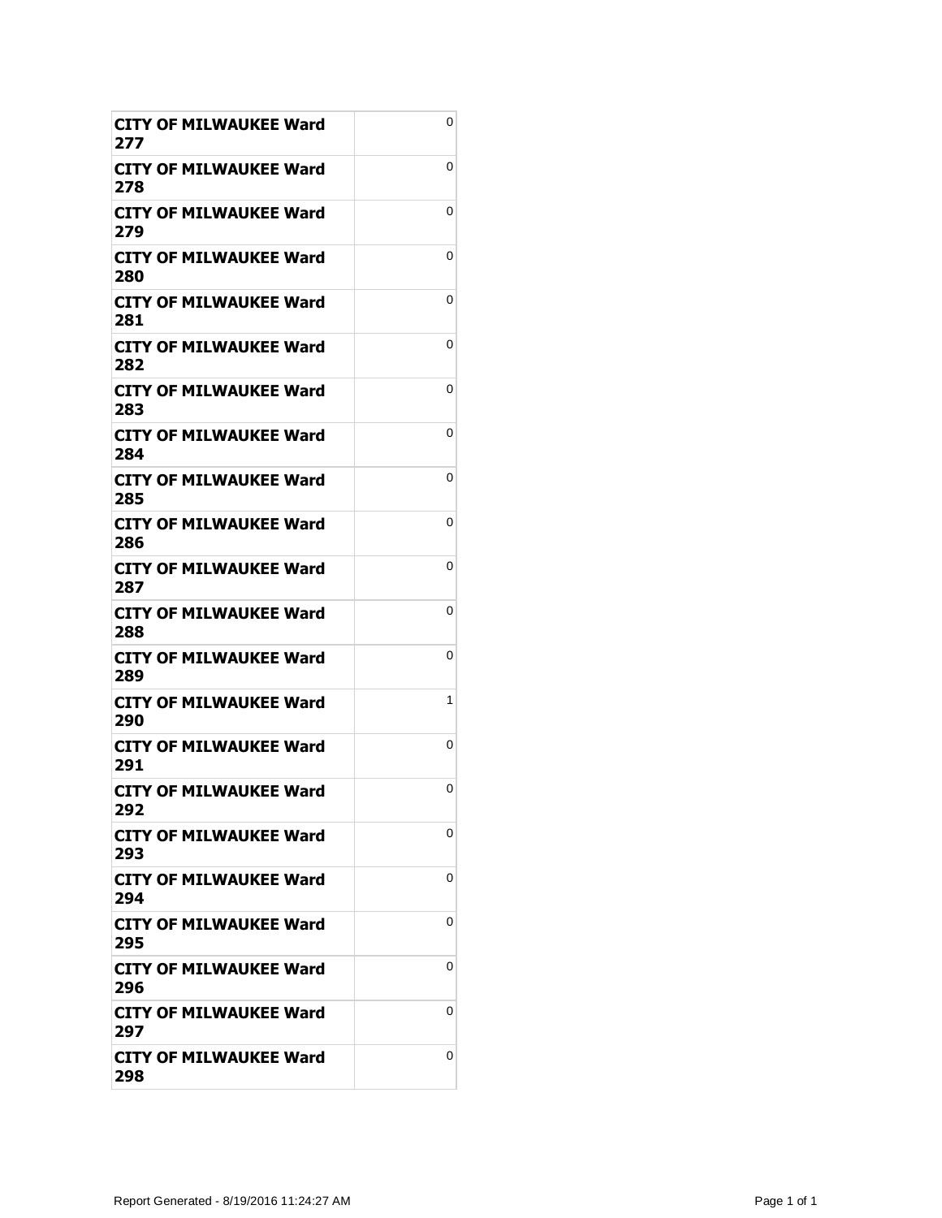| | |
|---|---|
| **CITY OF MILWAUKEE Ward 277** | 0 |
| **CITY OF MILWAUKEE Ward 278** | 0 |
| **CITY OF MILWAUKEE Ward 279** | 0 |
| **CITY OF MILWAUKEE Ward 280** | 0 |
| **CITY OF MILWAUKEE Ward 281** | 0 |
| **CITY OF MILWAUKEE Ward 282** | 0 |
| **CITY OF MILWAUKEE Ward 283** | 0 |
| **CITY OF MILWAUKEE Ward 284** | 0 |
| **CITY OF MILWAUKEE Ward 285** | 0 |
| **CITY OF MILWAUKEE Ward 286** | 0 |
| **CITY OF MILWAUKEE Ward 287** | 0 |
| **CITY OF MILWAUKEE Ward 288** | 0 |
| **CITY OF MILWAUKEE Ward 289** | 0 |
| **CITY OF MILWAUKEE Ward 290** | 1 |
| **CITY OF MILWAUKEE Ward 291** | 0 |
| **CITY OF MILWAUKEE Ward 292** | 0 |
| **CITY OF MILWAUKEE Ward 293** | 0 |
| **CITY OF MILWAUKEE Ward 294** | 0 |
| **CITY OF MILWAUKEE Ward 295** | 0 |
| **CITY OF MILWAUKEE Ward 296** | 0 |
| **CITY OF MILWAUKEE Ward 297** | 0 |
| **CITY OF MILWAUKEE Ward 298** | 0 |

Report Generated - 8/19/2016 11:24:27 AM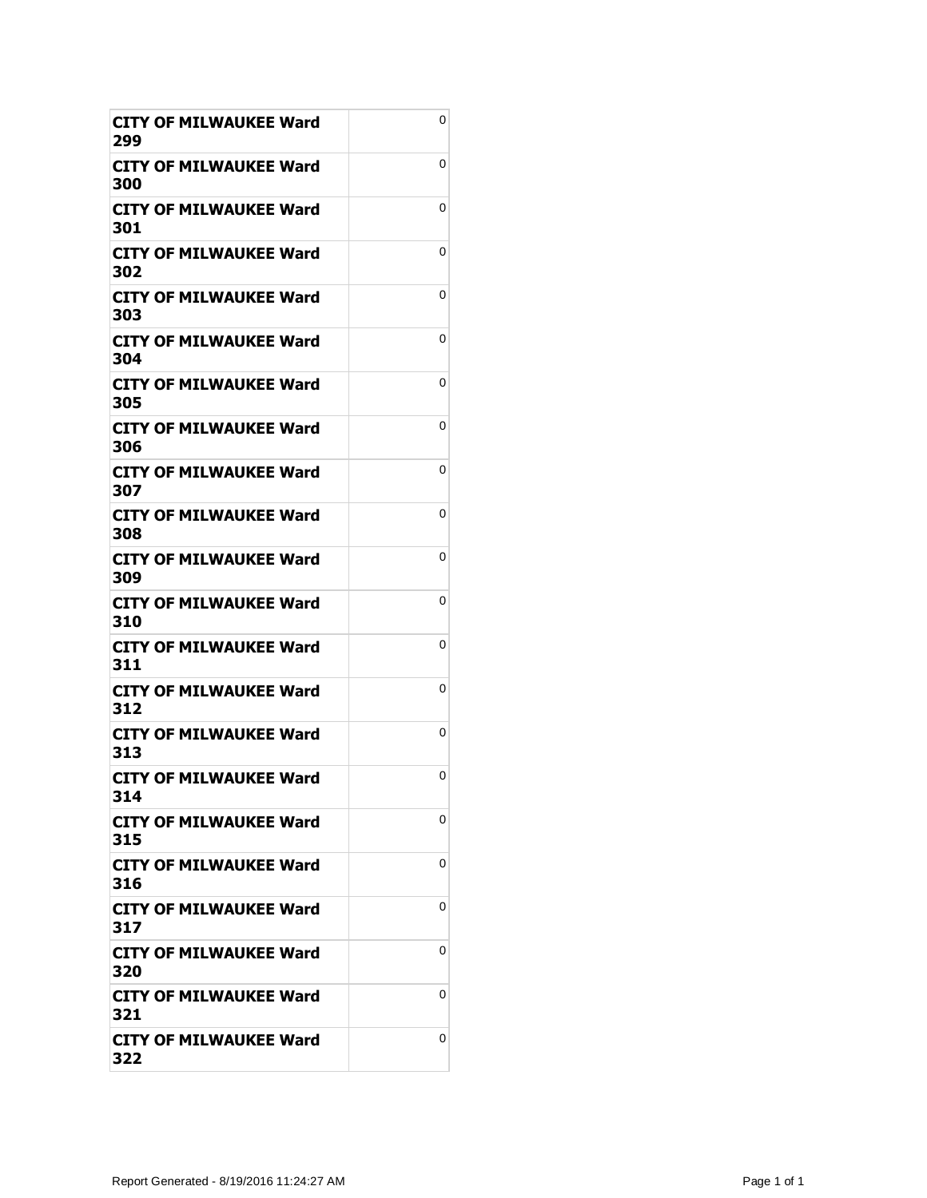| | |
|---|---|
| **CITY OF MILWAUKEE Ward 299** | 0 |
| **CITY OF MILWAUKEE Ward 300** | 0 |
| **CITY OF MILWAUKEE Ward 301** | 0 |
| **CITY OF MILWAUKEE Ward 302** | 0 |
| **CITY OF MILWAUKEE Ward 303** | 0 |
| **CITY OF MILWAUKEE Ward 304** | 0 |
| **CITY OF MILWAUKEE Ward 305** | 0 |
| **CITY OF MILWAUKEE Ward 306** | 0 |
| **CITY OF MILWAUKEE Ward 307** | 0 |
| **CITY OF MILWAUKEE Ward 308** | 0 |
| **CITY OF MILWAUKEE Ward 309** | 0 |
| **CITY OF MILWAUKEE Ward 310** | 0 |
| **CITY OF MILWAUKEE Ward 311** | 0 |
| **CITY OF MILWAUKEE Ward 312** | 0 |
| **CITY OF MILWAUKEE Ward 313** | 0 |
| **CITY OF MILWAUKEE Ward 314** | 0 |
| **CITY OF MILWAUKEE Ward 315** | 0 |
| **CITY OF MILWAUKEE Ward 316** | 0 |
| **CITY OF MILWAUKEE Ward 317** | 0 |
| **CITY OF MILWAUKEE Ward 320** | 0 |
| **CITY OF MILWAUKEE Ward 321** | 0 |
| **CITY OF MILWAUKEE Ward 322** | 0 |

Report Generated - 8/19/2016 11:24:27 AM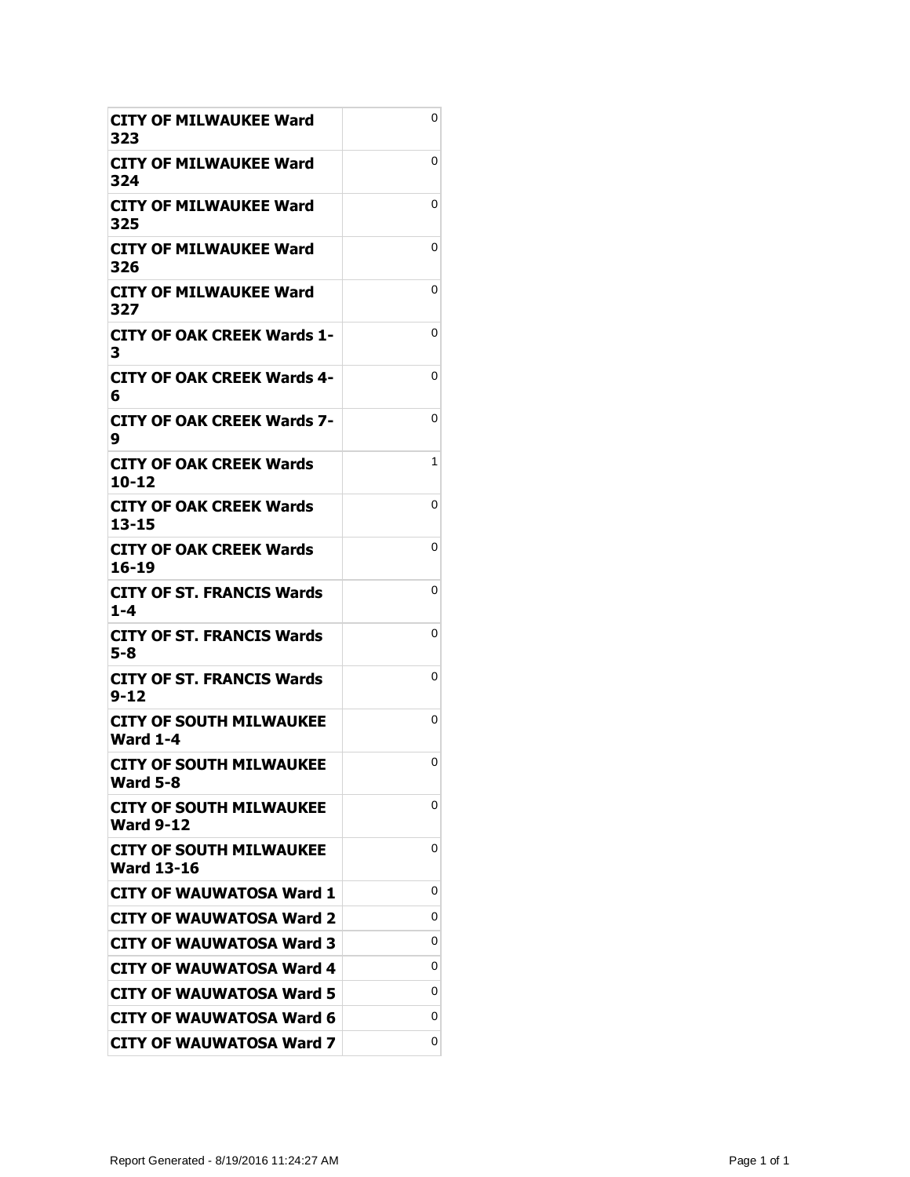| | |
|---|---|
| **CITY OF MILWAUKEE Ward 323** | 0 |
| **CITY OF MILWAUKEE Ward 324** | 0 |
| **CITY OF MILWAUKEE Ward 325** | 0 |
| **CITY OF MILWAUKEE Ward 326** | 0 |
| **CITY OF MILWAUKEE Ward 327** | 0 |
| **CITY OF OAK CREEK Wards 1-3** | 0 |
| **CITY OF OAK CREEK Wards 4-6** | 0 |
| **CITY OF OAK CREEK Wards 7-9** | 0 |
| **CITY OF OAK CREEK Wards 10-12** | 1 |
| **CITY OF OAK CREEK Wards 13-15** | 0 |
| **CITY OF OAK CREEK Wards 16-19** | 0 |
| **CITY OF ST. FRANCIS Wards 1-4** | 0 |
| **CITY OF ST. FRANCIS Wards 5-8** | 0 |
| **CITY OF ST. FRANCIS Wards 9-12** | 0 |
| **CITY OF SOUTH MILWAUKEE Ward 1-4** | 0 |
| **CITY OF SOUTH MILWAUKEE Ward 5-8** | 0 |
| **CITY OF SOUTH MILWAUKEE Ward 9-12** | 0 |
| **CITY OF SOUTH MILWAUKEE Ward 13-16** | 0 |
| **CITY OF WAUWATOSA Ward 1** | 0 |
| **CITY OF WAUWATOSA Ward 2** | 0 |
| **CITY OF WAUWATOSA Ward 3** | 0 |
| **CITY OF WAUWATOSA Ward 4** | 0 |
| **CITY OF WAUWATOSA Ward 5** | 0 |
| **CITY OF WAUWATOSA Ward 6** | 0 |
| **CITY OF WAUWATOSA Ward 7** | 0 |

Report Generated - 8/19/2016 11:24:27 AM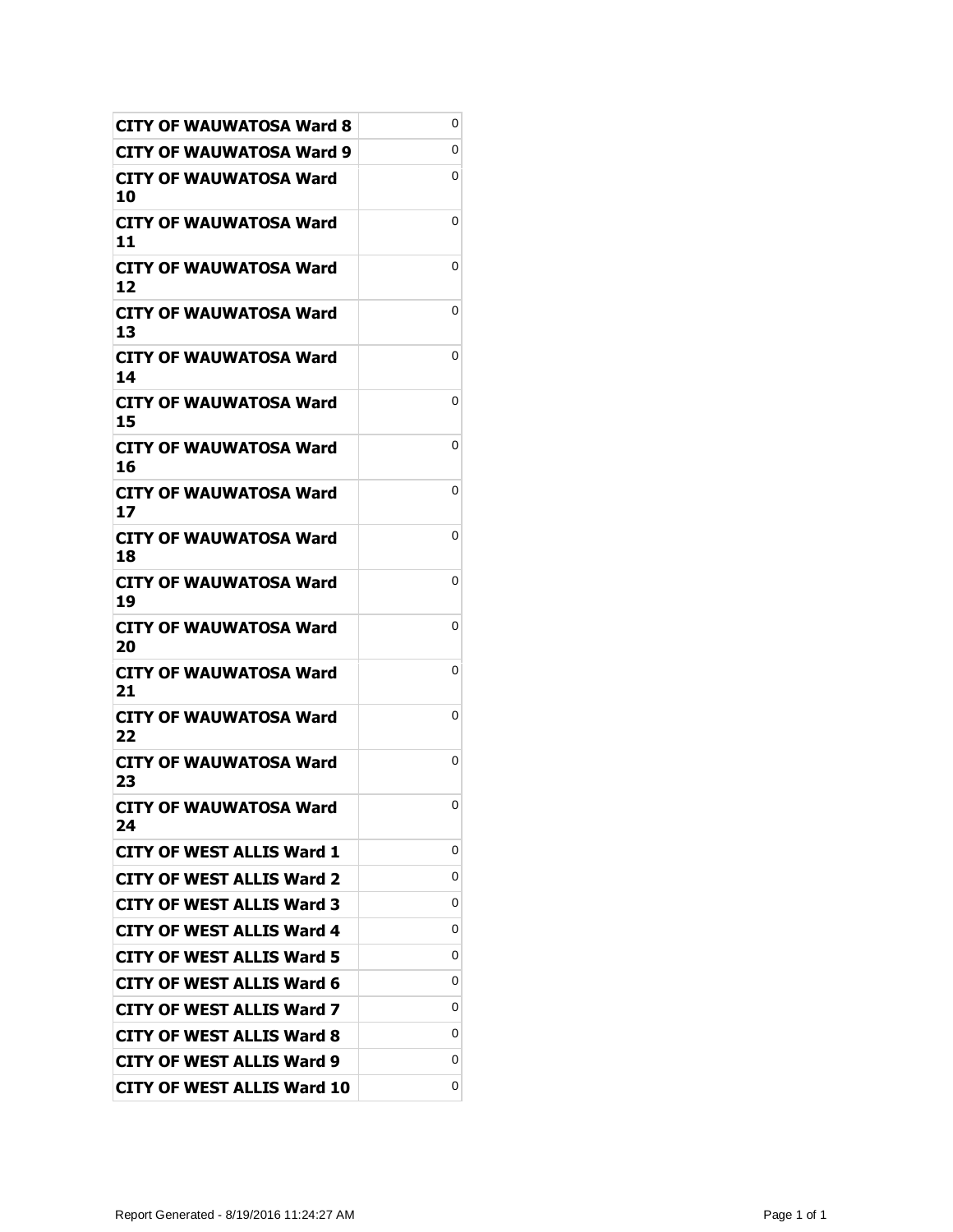| | |
|---|---|
| **CITY OF WAUWATOSA Ward 8** | 0 |
| **CITY OF WAUWATOSA Ward 9** | 0 |
| **CITY OF WAUWATOSA Ward 10** | 0 |
| **CITY OF WAUWATOSA Ward 11** | 0 |
| **CITY OF WAUWATOSA Ward 12** | 0 |
| **CITY OF WAUWATOSA Ward 13** | 0 |
| **CITY OF WAUWATOSA Ward 14** | 0 |
| **CITY OF WAUWATOSA Ward 15** | 0 |
| **CITY OF WAUWATOSA Ward 16** | 0 |
| **CITY OF WAUWATOSA Ward 17** | 0 |
| **CITY OF WAUWATOSA Ward 18** | 0 |
| **CITY OF WAUWATOSA Ward 19** | 0 |
| **CITY OF WAUWATOSA Ward 20** | 0 |
| **CITY OF WAUWATOSA Ward 21** | 0 |
| **CITY OF WAUWATOSA Ward 22** | 0 |
| **CITY OF WAUWATOSA Ward 23** | 0 |
| **CITY OF WAUWATOSA Ward 24** | 0 |
| **CITY OF WEST ALLIS Ward 1** | 0 |
| **CITY OF WEST ALLIS Ward 2** | 0 |
| **CITY OF WEST ALLIS Ward 3** | 0 |
| **CITY OF WEST ALLIS Ward 4** | 0 |
| **CITY OF WEST ALLIS Ward 5** | 0 |
| **CITY OF WEST ALLIS Ward 6** | 0 |
| **CITY OF WEST ALLIS Ward 7** | 0 |
| **CITY OF WEST ALLIS Ward 8** | 0 |
| **CITY OF WEST ALLIS Ward 9** | 0 |
| **CITY OF WEST ALLIS Ward 10** | 0 |

Report Generated - 8/19/2016 11:24:27 AM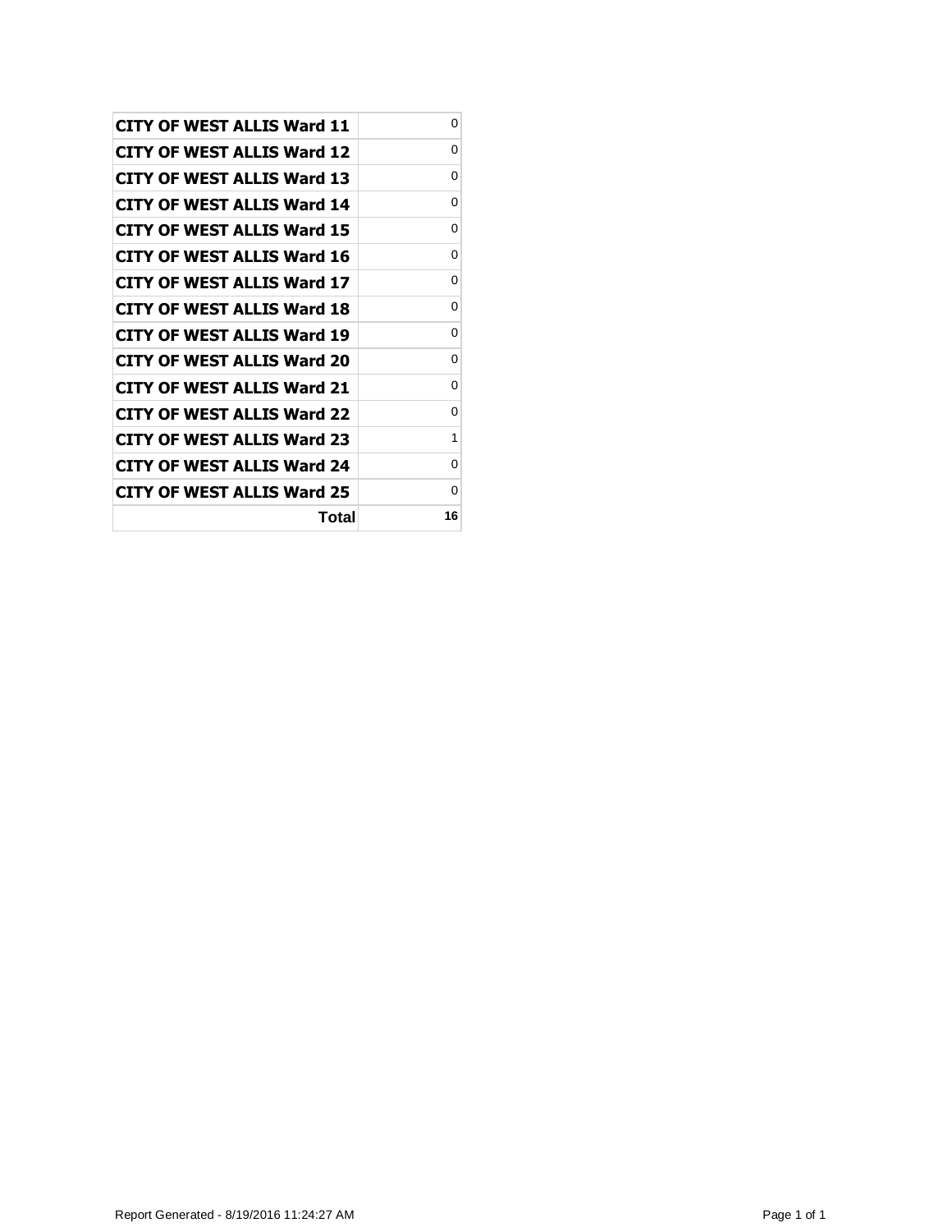| | |
|---|---|
| **CITY OF WEST ALLIS Ward 11** | 0 |
| **CITY OF WEST ALLIS Ward 12** | 0 |
| **CITY OF WEST ALLIS Ward 13** | 0 |
| **CITY OF WEST ALLIS Ward 14** | 0 |
| **CITY OF WEST ALLIS Ward 15** | 0 |
| **CITY OF WEST ALLIS Ward 16** | 0 |
| **CITY OF WEST ALLIS Ward 17** | 0 |
| **CITY OF WEST ALLIS Ward 18** | 0 |
| **CITY OF WEST ALLIS Ward 19** | 0 |
| **CITY OF WEST ALLIS Ward 20** | 0 |
| **CITY OF WEST ALLIS Ward 21** | 0 |
| **CITY OF WEST ALLIS Ward 22** | 0 |
| **CITY OF WEST ALLIS Ward 23** | 1 |
| **CITY OF WEST ALLIS Ward 24** | 0 |
| **CITY OF WEST ALLIS Ward 25** | 0 |
| **Total** | **16** |

Report Generated - 8/19/2016 11:24:27 AM